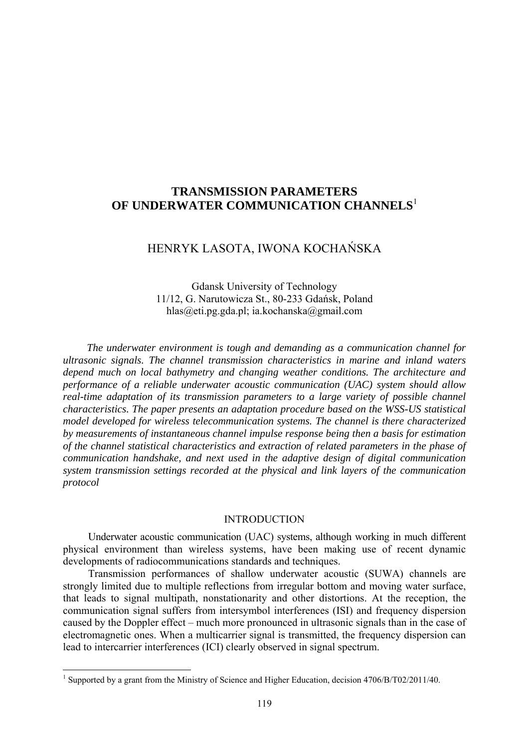# TRANSMISSION PARAMETERS OF UNDERWATER COMMUNICATION CHANNELS[1]

## HENRYK LASOTA, IWONA KOCHAŃSKA

Gdansk University of Technology
11/12, G. Narutowicza St., 80-233 Gdańsk, Poland
hlas@eti.pg.gda.pl; ia.kochanska@gmail.com

*The underwater environment is tough and demanding as a communication channel for ultrasonic signals. The channel transmission characteristics in marine and inland waters depend much on local bathymetry and changing weather conditions. The architecture and performance of a reliable underwater acoustic communication (UAC) system should allow real-time adaptation of its transmission parameters to a large variety of possible channel characteristics. The paper presents an adaptation procedure based on the WSS-US statistical model developed for wireless telecommunication systems. The channel is there characterized by measurements of instantaneous channel impulse response being then a basis for estimation of the channel statistical characteristics and extraction of related parameters in the phase of communication handshake, and next used in the adaptive design of digital communication system transmission settings recorded at the physical and link layers of the communication protocol*

## INTRODUCTION

Underwater acoustic communication (UAC) systems, although working in much different physical environment than wireless systems, have been making use of recent dynamic developments of radiocommunications standards and techniques.

Transmission performances of shallow underwater acoustic (SUWA) channels are strongly limited due to multiple reflections from irregular bottom and moving water surface, that leads to signal multipath, nonstationarity and other distortions. At the reception, the communication signal suffers from intersymbol interferences (ISI) and frequency dispersion caused by the Doppler effect – much more pronounced in ultrasonic signals than in the case of electromagnetic ones. When a multicarrier signal is transmitted, the frequency dispersion can lead to intercarrier interferences (ICI) clearly observed in signal spectrum.

[1] Supported by a grant from the Ministry of Science and Higher Education, decision 4706/B/T02/2011/40.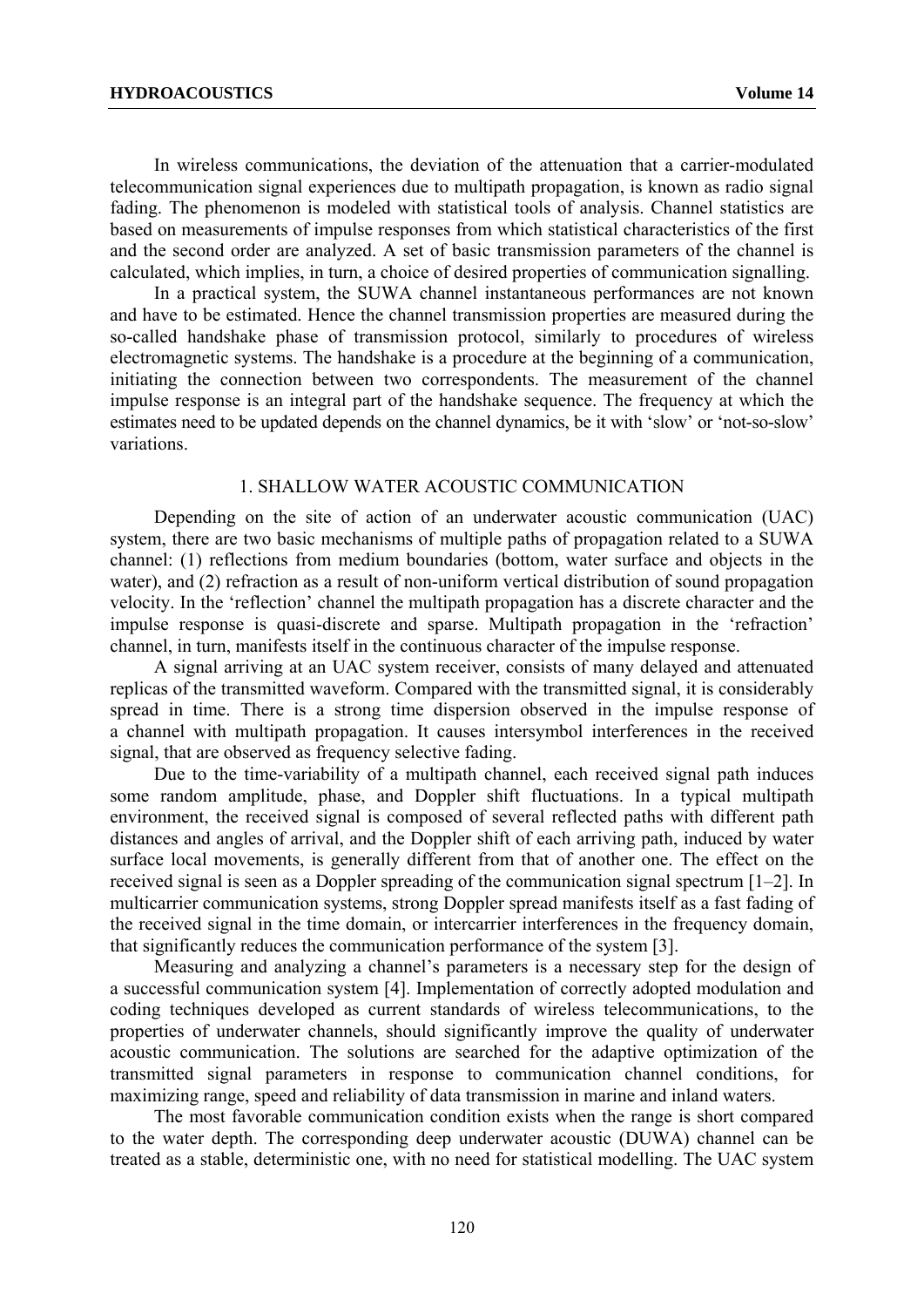In wireless communications, the deviation of the attenuation that a carrier-modulated telecommunication signal experiences due to multipath propagation, is known as radio signal fading. The phenomenon is modeled with statistical tools of analysis. Channel statistics are based on measurements of impulse responses from which statistical characteristics of the first and the second order are analyzed. A set of basic transmission parameters of the channel is calculated, which implies, in turn, a choice of desired properties of communication signalling.

In a practical system, the SUWA channel instantaneous performances are not known and have to be estimated. Hence the channel transmission properties are measured during the so-called handshake phase of transmission protocol, similarly to procedures of wireless electromagnetic systems. The handshake is a procedure at the beginning of a communication, initiating the connection between two correspondents. The measurement of the channel impulse response is an integral part of the handshake sequence. The frequency at which the estimates need to be updated depends on the channel dynamics, be it with 'slow' or 'not-so-slow' variations.

## 1. SHALLOW WATER ACOUSTIC COMMUNICATION

Depending on the site of action of an underwater acoustic communication (UAC) system, there are two basic mechanisms of multiple paths of propagation related to a SUWA channel: (1) reflections from medium boundaries (bottom, water surface and objects in the water), and (2) refraction as a result of non-uniform vertical distribution of sound propagation velocity. In the 'reflection' channel the multipath propagation has a discrete character and the impulse response is quasi-discrete and sparse. Multipath propagation in the 'refraction' channel, in turn, manifests itself in the continuous character of the impulse response.

A signal arriving at an UAC system receiver, consists of many delayed and attenuated replicas of the transmitted waveform. Compared with the transmitted signal, it is considerably spread in time. There is a strong time dispersion observed in the impulse response of a channel with multipath propagation. It causes intersymbol interferences in the received signal, that are observed as frequency selective fading.

Due to the time-variability of a multipath channel, each received signal path induces some random amplitude, phase, and Doppler shift fluctuations. In a typical multipath environment, the received signal is composed of several reflected paths with different path distances and angles of arrival, and the Doppler shift of each arriving path, induced by water surface local movements, is generally different from that of another one. The effect on the received signal is seen as a Doppler spreading of the communication signal spectrum [1–2]. In multicarrier communication systems, strong Doppler spread manifests itself as a fast fading of the received signal in the time domain, or intercarrier interferences in the frequency domain, that significantly reduces the communication performance of the system [3].

Measuring and analyzing a channel's parameters is a necessary step for the design of a successful communication system [4]. Implementation of correctly adopted modulation and coding techniques developed as current standards of wireless telecommunications, to the properties of underwater channels, should significantly improve the quality of underwater acoustic communication. The solutions are searched for the adaptive optimization of the transmitted signal parameters in response to communication channel conditions, for maximizing range, speed and reliability of data transmission in marine and inland waters.

The most favorable communication condition exists when the range is short compared to the water depth. The corresponding deep underwater acoustic (DUWA) channel can be treated as a stable, deterministic one, with no need for statistical modelling. The UAC system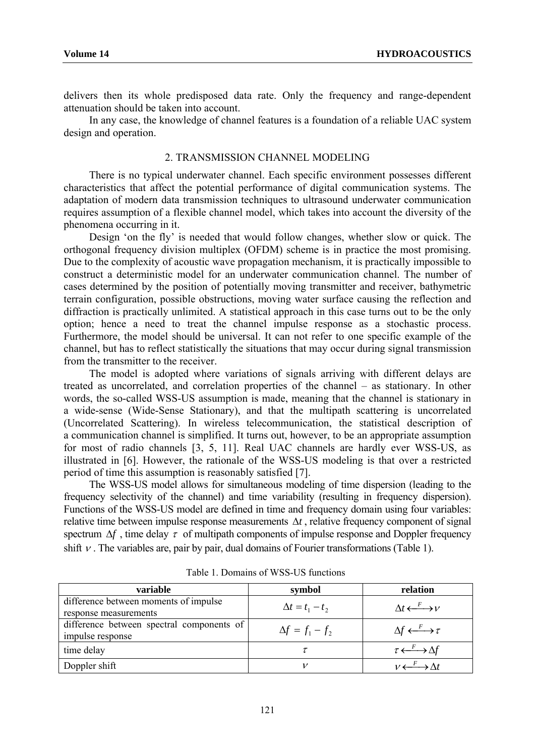delivers then its whole predisposed data rate. Only the frequency and range-dependent attenuation should be taken into account.

In any case, the knowledge of channel features is a foundation of a reliable UAC system design and operation.

## 2. TRANSMISSION CHANNEL MODELING

There is no typical underwater channel. Each specific environment possesses different characteristics that affect the potential performance of digital communication systems. The adaptation of modern data transmission techniques to ultrasound underwater communication requires assumption of a flexible channel model, which takes into account the diversity of the phenomena occurring in it.

Design 'on the fly' is needed that would follow changes, whether slow or quick. The orthogonal frequency division multiplex (OFDM) scheme is in practice the most promising. Due to the complexity of acoustic wave propagation mechanism, it is practically impossible to construct a deterministic model for an underwater communication channel. The number of cases determined by the position of potentially moving transmitter and receiver, bathymetric terrain configuration, possible obstructions, moving water surface causing the reflection and diffraction is practically unlimited. A statistical approach in this case turns out to be the only option; hence a need to treat the channel impulse response as a stochastic process. Furthermore, the model should be universal. It can not refer to one specific example of the channel, but has to reflect statistically the situations that may occur during signal transmission from the transmitter to the receiver.

The model is adopted where variations of signals arriving with different delays are treated as uncorrelated, and correlation properties of the channel – as stationary. In other words, the so-called WSS-US assumption is made, meaning that the channel is stationary in a wide-sense (Wide-Sense Stationary), and that the multipath scattering is uncorrelated (Uncorrelated Scattering). In wireless telecommunication, the statistical description of a communication channel is simplified. It turns out, however, to be an appropriate assumption for most of radio channels [3, 5, 11]. Real UAC channels are hardly ever WSS-US, as illustrated in [6]. However, the rationale of the WSS-US modeling is that over a restricted period of time this assumption is reasonably satisfied [7].

The WSS-US model allows for simultaneous modeling of time dispersion (leading to the frequency selectivity of the channel) and time variability (resulting in frequency dispersion). Functions of the WSS-US model are defined in time and frequency domain using four variables: relative time between impulse response measurements $\Delta t$, relative frequency component of signal spectrum $\Delta f$, time delay $\tau$ of multipath components of impulse response and Doppler frequency shift $\nu$. The variables are, pair by pair, dual domains of Fourier transformations (Table 1).

Table 1. Domains of WSS-US functions

| variable | symbol | relation |
|---|---|---|
| difference between moments of impulse response measurements | $\Delta t = t_1 - t_2$ | $\Delta t \overset{F}{\longleftrightarrow} \nu$ |
| difference between spectral components of impulse response | $\Delta f = f_1 - f_2$ | $\Delta f \overset{F}{\longleftrightarrow} \tau$ |
| time delay | $\tau$ | $\tau \overset{F}{\longleftrightarrow} \Delta f$ |
| Doppler shift | $\nu$ | $\nu \overset{F}{\longleftrightarrow} \Delta t$ |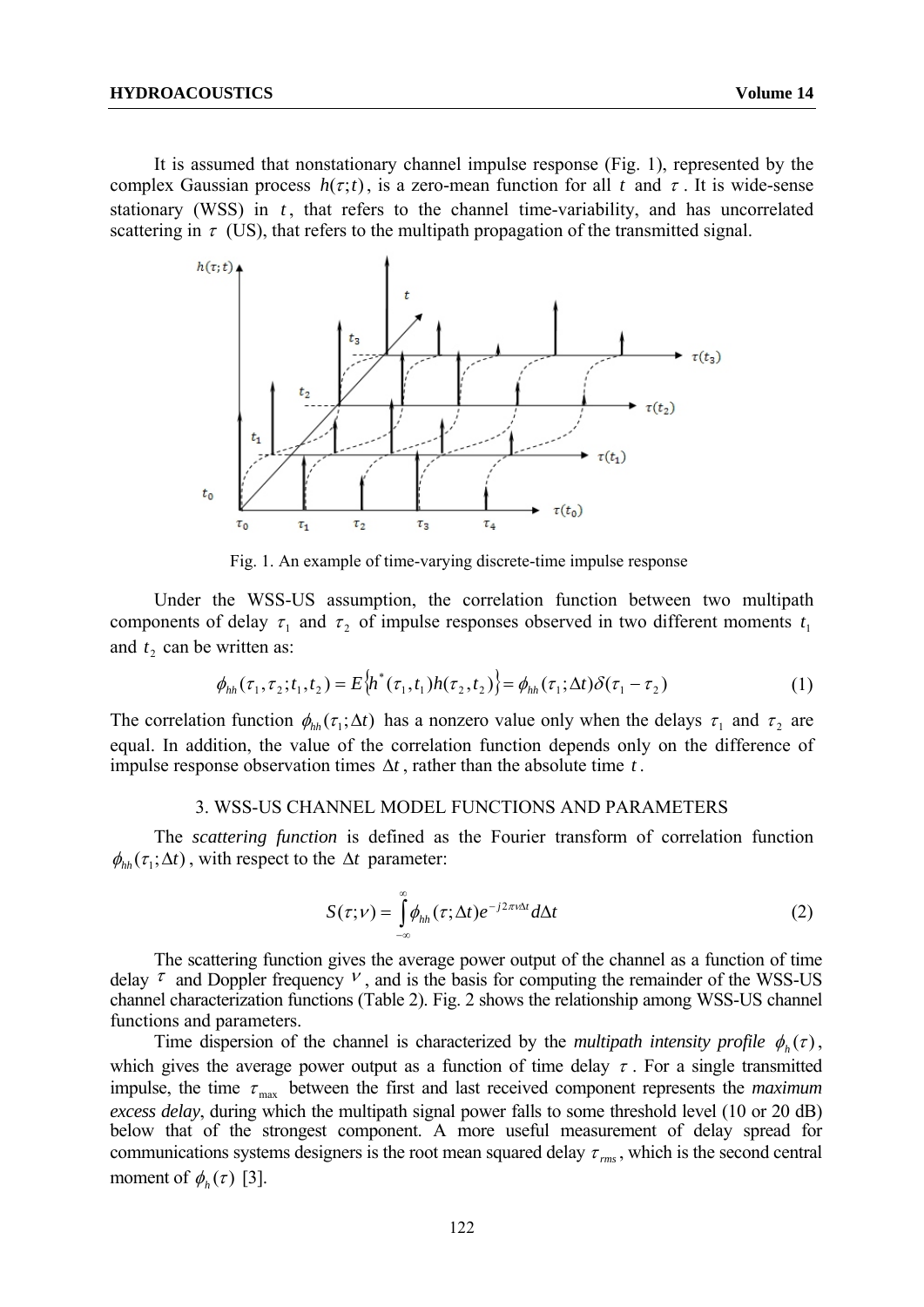It is assumed that nonstationary channel impulse response (Fig. 1), represented by the complex Gaussian process $h(\tau;t)$, is a zero-mean function for all $t$ and $\tau$. It is wide-sense stationary (WSS) in $t$, that refers to the channel time-variability, and has uncorrelated scattering in $\tau$ (US), that refers to the multipath propagation of the transmitted signal.

Fig. 1. An example of time-varying discrete-time impulse response

Under the WSS-US assumption, the correlation function between two multipath components of delay $\tau_1$ and $\tau_2$ of impulse responses observed in two different moments $t_1$ and $t_2$ can be written as:

$$\phi_{hh}(\tau_1,\tau_2;t_1,t_2) = E\{h^*(\tau_1,t_1)h(\tau_2,t_2)\} = \phi_{hh}(\tau_1;\Delta t)\delta(\tau_1-\tau_2) \tag{1}$$

The correlation function $\phi_{hh}(\tau_1;\Delta t)$ has a nonzero value only when the delays $\tau_1$ and $\tau_2$ are equal. In addition, the value of the correlation function depends only on the difference of impulse response observation times $\Delta t$, rather than the absolute time $t$.

## 3. WSS-US CHANNEL MODEL FUNCTIONS AND PARAMETERS

The *scattering function* is defined as the Fourier transform of correlation function $\phi_{hh}(\tau_1;\Delta t)$, with respect to the $\Delta t$ parameter:

$$S(\tau;\nu) = \int_{-\infty}^{\infty} \phi_{hh}(\tau;\Delta t)e^{-j2\pi\nu\Delta t}d\Delta t \tag{2}$$

The scattering function gives the average power output of the channel as a function of time delay $\tau$ and Doppler frequency $\nu$, and is the basis for computing the remainder of the WSS-US channel characterization functions (Table 2). Fig. 2 shows the relationship among WSS-US channel functions and parameters.

Time dispersion of the channel is characterized by the *multipath intensity profile* $\phi_h(\tau)$, which gives the average power output as a function of time delay $\tau$. For a single transmitted impulse, the time $\tau_{\max}$ between the first and last received component represents the *maximum excess delay*, during which the multipath signal power falls to some threshold level (10 or 20 dB) below that of the strongest component. A more useful measurement of delay spread for communications systems designers is the root mean squared delay $\tau_{rms}$, which is the second central moment of $\phi_h(\tau)$ [3].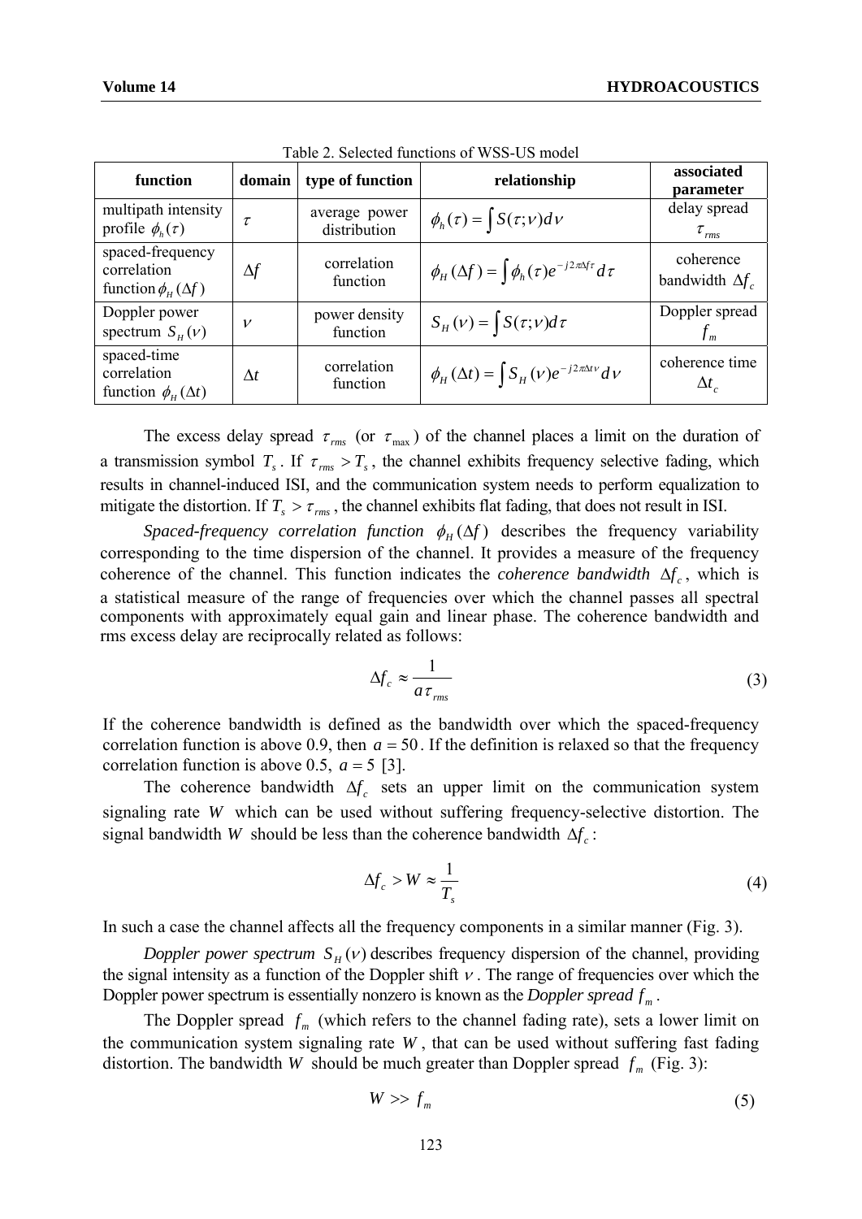Table 2. Selected functions of WSS-US model

| function | domain | type of function | relationship | associated parameter |
|---|---|---|---|---|
| multipath intensity profile $\phi_h(\tau)$ | $\tau$ | average power distribution | $\phi_h(\tau) = \int S(\tau;\nu)d\nu$ | delay spread $\tau_{rms}$ |
| spaced-frequency correlation function $\phi_H(\Delta f)$ | $\Delta f$ | correlation function | $\phi_H(\Delta f) = \int \phi_h(\tau)e^{-j2\pi\Delta f\tau}d\tau$ | coherence bandwidth $\Delta f_c$ |
| Doppler power spectrum $S_H(\nu)$ | $\nu$ | power density function | $S_H(\nu) = \int S(\tau;\nu)d\tau$ | Doppler spread $f_m$ |
| spaced-time correlation function $\phi_H(\Delta t)$ | $\Delta t$ | correlation function | $\phi_H(\Delta t) = \int S_H(\nu)e^{-j2\pi\Delta t\nu}d\nu$ | coherence time $\Delta t_c$ |

The excess delay spread $\tau_{rms}$ (or $\tau_{\max}$) of the channel places a limit on the duration of a transmission symbol $T_s$. If $\tau_{rms} > T_s$, the channel exhibits frequency selective fading, which results in channel-induced ISI, and the communication system needs to perform equalization to mitigate the distortion. If $T_s > \tau_{rms}$, the channel exhibits flat fading, that does not result in ISI.

*Spaced-frequency correlation function* $\phi_H(\Delta f)$ describes the frequency variability corresponding to the time dispersion of the channel. It provides a measure of the frequency coherence of the channel. This function indicates the *coherence bandwidth* $\Delta f_c$, which is a statistical measure of the range of frequencies over which the channel passes all spectral components with approximately equal gain and linear phase. The coherence bandwidth and rms excess delay are reciprocally related as follows:

$$\Delta f_c \approx \frac{1}{a\tau_{rms}} \tag{3}$$

If the coherence bandwidth is defined as the bandwidth over which the spaced-frequency correlation function is above 0.9, then $a = 50$. If the definition is relaxed so that the frequency correlation function is above 0.5, $a = 5$ [3].

The coherence bandwidth $\Delta f_c$ sets an upper limit on the communication system signaling rate $W$ which can be used without suffering frequency-selective distortion. The signal bandwidth $W$ should be less than the coherence bandwidth $\Delta f_c$:

$$\Delta f_c > W \approx \frac{1}{T_s} \tag{4}$$

In such a case the channel affects all the frequency components in a similar manner (Fig. 3).

*Doppler power spectrum* $S_H(\nu)$ describes frequency dispersion of the channel, providing the signal intensity as a function of the Doppler shift $\nu$. The range of frequencies over which the Doppler power spectrum is essentially nonzero is known as the *Doppler spread* $f_m$.

The Doppler spread $f_m$ (which refers to the channel fading rate), sets a lower limit on the communication system signaling rate $W$, that can be used without suffering fast fading distortion. The bandwidth $W$ should be much greater than Doppler spread $f_m$ (Fig. 3):

$$W >> f_m \tag{5}$$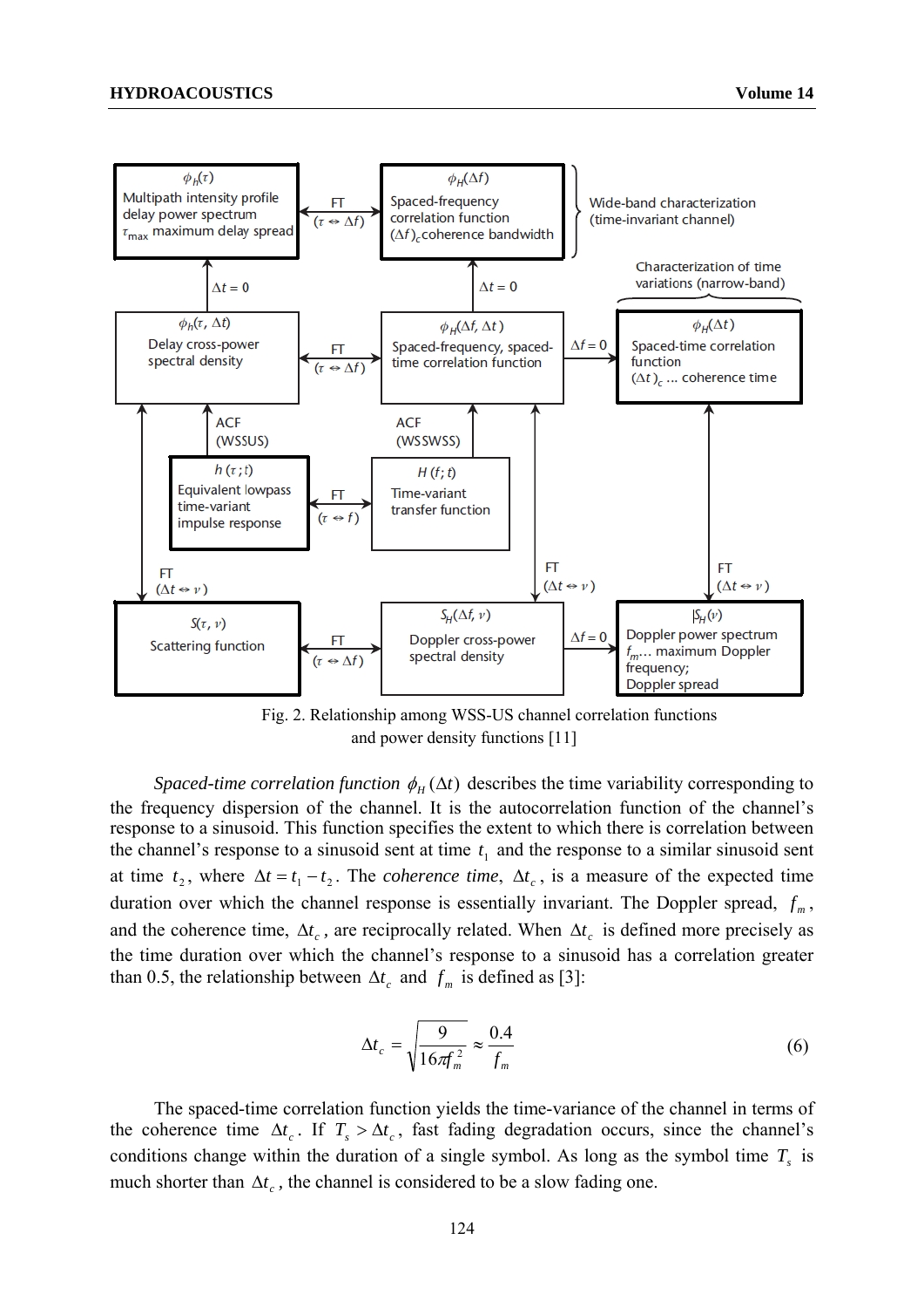Fig. 2. Relationship among WSS-US channel correlation functions and power density functions [11]

*Spaced-time correlation function* $\phi_H(\Delta t)$ describes the time variability corresponding to the frequency dispersion of the channel. It is the autocorrelation function of the channel's response to a sinusoid. This function specifies the extent to which there is correlation between the channel's response to a sinusoid sent at time $t_1$ and the response to a similar sinusoid sent at time $t_2$, where $\Delta t = t_1 - t_2$. The *coherence time*, $\Delta t_c$, is a measure of the expected time duration over which the channel response is essentially invariant. The Doppler spread, $f_m$, and the coherence time, $\Delta t_c$, are reciprocally related. When $\Delta t_c$ is defined more precisely as the time duration over which the channel's response to a sinusoid has a correlation greater than 0.5, the relationship between $\Delta t_c$ and $f_m$ is defined as [3]:

$$\Delta t_c = \sqrt{\frac{9}{16\pi f_m^2}} \approx \frac{0.4}{f_m} \tag{6}$$

The spaced-time correlation function yields the time-variance of the channel in terms of the coherence time $\Delta t_c$. If $T_s > \Delta t_c$, fast fading degradation occurs, since the channel's conditions change within the duration of a single symbol. As long as the symbol time $T_s$ is much shorter than $\Delta t_c$, the channel is considered to be a slow fading one.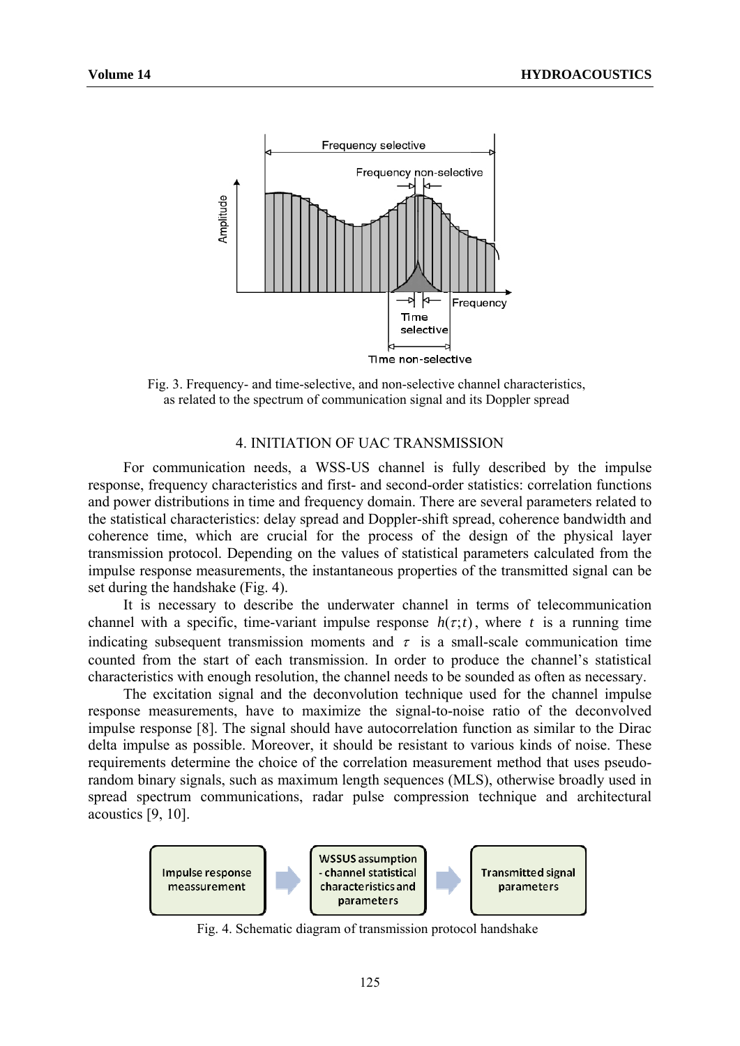Fig. 3. Frequency- and time-selective, and non-selective channel characteristics, as related to the spectrum of communication signal and its Doppler spread

## 4. INITIATION OF UAC TRANSMISSION

For communication needs, a WSS-US channel is fully described by the impulse response, frequency characteristics and first- and second-order statistics: correlation functions and power distributions in time and frequency domain. There are several parameters related to the statistical characteristics: delay spread and Doppler-shift spread, coherence bandwidth and coherence time, which are crucial for the process of the design of the physical layer transmission protocol. Depending on the values of statistical parameters calculated from the impulse response measurements, the instantaneous properties of the transmitted signal can be set during the handshake (Fig. 4).

It is necessary to describe the underwater channel in terms of telecommunication channel with a specific, time-variant impulse response $h(\tau;t)$, where $t$ is a running time indicating subsequent transmission moments and $\tau$ is a small-scale communication time counted from the start of each transmission. In order to produce the channel's statistical characteristics with enough resolution, the channel needs to be sounded as often as necessary.

The excitation signal and the deconvolution technique used for the channel impulse response measurements, have to maximize the signal-to-noise ratio of the deconvolved impulse response [8]. The signal should have autocorrelation function as similar to the Dirac delta impulse as possible. Moreover, it should be resistant to various kinds of noise. These requirements determine the choice of the correlation measurement method that uses pseudo-random binary signals, such as maximum length sequences (MLS), otherwise broadly used in spread spectrum communications, radar pulse compression technique and architectural acoustics [9, 10].

Fig. 4. Schematic diagram of transmission protocol handshake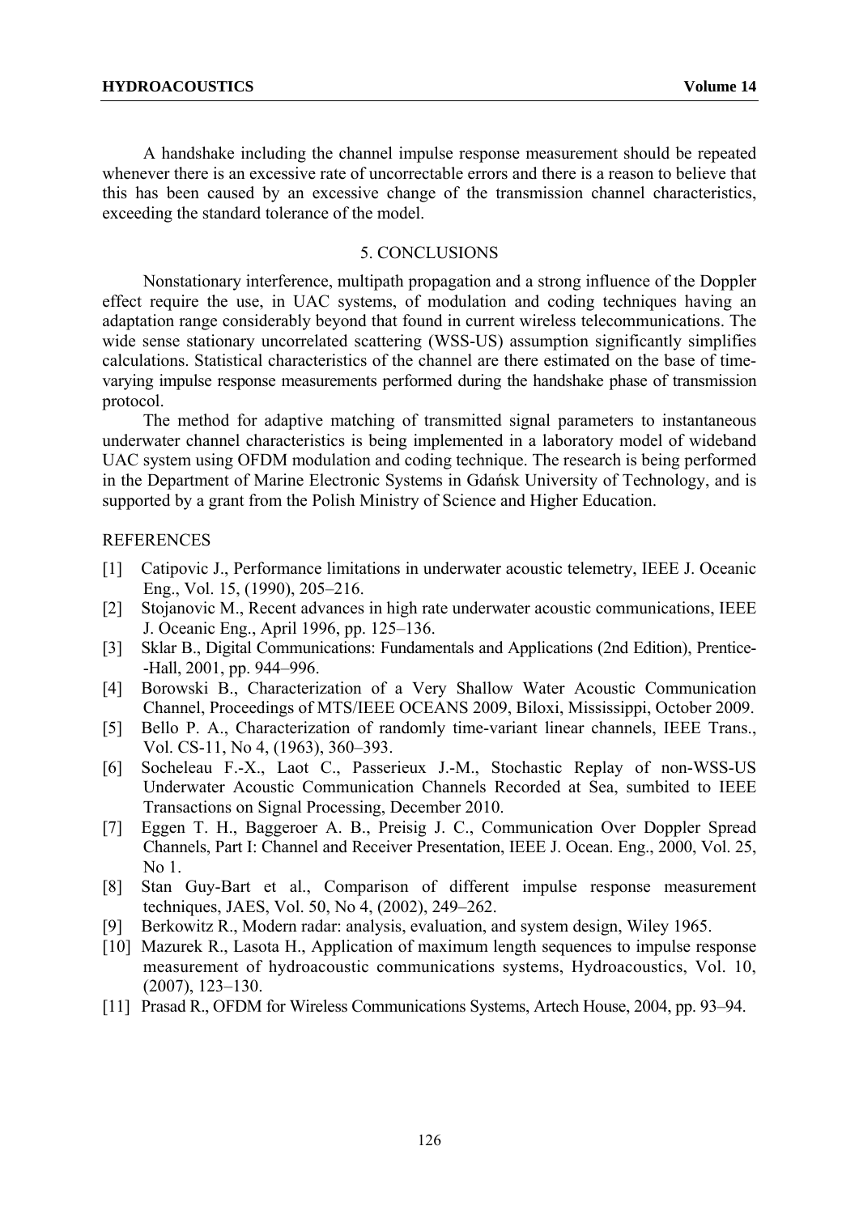A handshake including the channel impulse response measurement should be repeated whenever there is an excessive rate of uncorrectable errors and there is a reason to believe that this has been caused by an excessive change of the transmission channel characteristics, exceeding the standard tolerance of the model.

## 5. CONCLUSIONS

Nonstationary interference, multipath propagation and a strong influence of the Doppler effect require the use, in UAC systems, of modulation and coding techniques having an adaptation range considerably beyond that found in current wireless telecommunications. The wide sense stationary uncorrelated scattering (WSS-US) assumption significantly simplifies calculations. Statistical characteristics of the channel are there estimated on the base of time-varying impulse response measurements performed during the handshake phase of transmission protocol.

The method for adaptive matching of transmitted signal parameters to instantaneous underwater channel characteristics is being implemented in a laboratory model of wideband UAC system using OFDM modulation and coding technique. The research is being performed in the Department of Marine Electronic Systems in Gdańsk University of Technology, and is supported by a grant from the Polish Ministry of Science and Higher Education.

## REFERENCES

[1] Catipovic J., Performance limitations in underwater acoustic telemetry, IEEE J. Oceanic Eng., Vol. 15, (1990), 205–216.

[2] Stojanovic M., Recent advances in high rate underwater acoustic communications, IEEE J. Oceanic Eng., April 1996, pp. 125–136.

[3] Sklar B., Digital Communications: Fundamentals and Applications (2nd Edition), Prentice--Hall, 2001, pp. 944–996.

[4] Borowski B., Characterization of a Very Shallow Water Acoustic Communication Channel, Proceedings of MTS/IEEE OCEANS 2009, Biloxi, Mississippi, October 2009.

[5] Bello P. A., Characterization of randomly time-variant linear channels, IEEE Trans., Vol. CS-11, No 4, (1963), 360–393.

[6] Socheleau F.-X., Laot C., Passerieux J.-M., Stochastic Replay of non-WSS-US Underwater Acoustic Communication Channels Recorded at Sea, sumbited to IEEE Transactions on Signal Processing, December 2010.

[7] Eggen T. H., Baggeroer A. B., Preisig J. C., Communication Over Doppler Spread Channels, Part I: Channel and Receiver Presentation, IEEE J. Ocean. Eng., 2000, Vol. 25, No 1.

[8] Stan Guy-Bart et al., Comparison of different impulse response measurement techniques, JAES, Vol. 50, No 4, (2002), 249–262.

[9] Berkowitz R., Modern radar: analysis, evaluation, and system design, Wiley 1965.

[10] Mazurek R., Lasota H., Application of maximum length sequences to impulse response measurement of hydroacoustic communications systems, Hydroacoustics, Vol. 10, (2007), 123–130.

[11] Prasad R., OFDM for Wireless Communications Systems, Artech House, 2004, pp. 93–94.